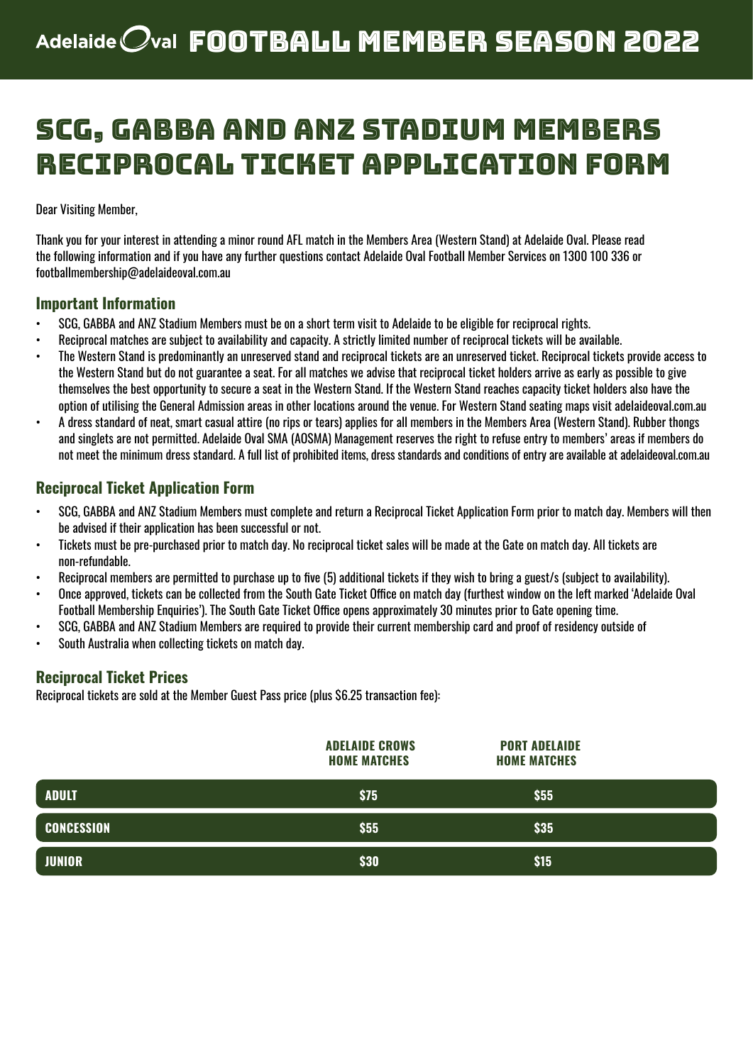# Adelaide Oval FOOTBALL MEMBER SEASON 2022

# SCG, GABBA AND ANZ STADIUM MEMBERS RECIPROCAL TICKET APPLICATION FORM

Dear Visiting Member,

Thank you for your interest in attending a minor round AFL match in the Members Area (Western Stand) at Adelaide Oval. Please read the following information and if you have any further questions contact Adelaide Oval Football Member Services on 1300 100 336 or footballmembership@adelaideoval.com.au

## Important Information

- SCG, GABBA and ANZ Stadium Members must be on a short term visit to Adelaide to be eligible for reciprocal rights.
- Reciprocal matches are subject to availability and capacity. A strictly limited number of reciprocal tickets will be available.
- The Western Stand is predominantly an unreserved stand and reciprocal tickets are an unreserved ticket. Reciprocal tickets provide access to the Western Stand but do not guarantee a seat. For all matches we advise that reciprocal ticket holders arrive as early as possible to give themselves the best opportunity to secure a seat in the Western Stand. If the Western Stand reaches capacity ticket holders also have the option of utilising the General Admission areas in other locations around the venue. For Western Stand seating maps visit adelaideoval.com.au
- A dress standard of neat, smart casual attire (no rips or tears) applies for all members in the Members Area (Western Stand). Rubber thongs and singlets are not permitted. Adelaide Oval SMA (AOSMA) Management reserves the right to refuse entry to members' areas if members do not meet the minimum dress standard. A full list of prohibited items, dress standards and conditions of entry are available at adelaideoval.com.au

## Reciprocal Ticket Application Form

- SCG, GABBA and ANZ Stadium Members must complete and return a Reciprocal Ticket Application Form prior to match day. Members will then be advised if their application has been successful or not.
- Tickets must be pre-purchased prior to match day. No reciprocal ticket sales will be made at the Gate on match day. All tickets are non-refundable.
- Reciprocal members are permitted to purchase up to five (5) additional tickets if they wish to bring a guest/s (subject to availability).
- Once approved, tickets can be collected from the South Gate Ticket Office on match day (furthest window on the left marked 'Adelaide Oval Football Membership Enquiries'). The South Gate Ticket Office opens approximately 30 minutes prior to Gate opening time.
- SCG, GABBA and ANZ Stadium Members are required to provide their current membership card and proof of residency outside of
- South Australia when collecting tickets on match day.

## Reciprocal Ticket Prices

Reciprocal tickets are sold at the Member Guest Pass price (plus $6.25 transaction fee):

| | ADELAIDE CROWS HOME MATCHES | PORT ADELAIDE HOME MATCHES |
|---|---|---|
| ADULT | $75 | $55 |
| CONCESSION | $55 | $35 |
| JUNIOR | $30 | $15 |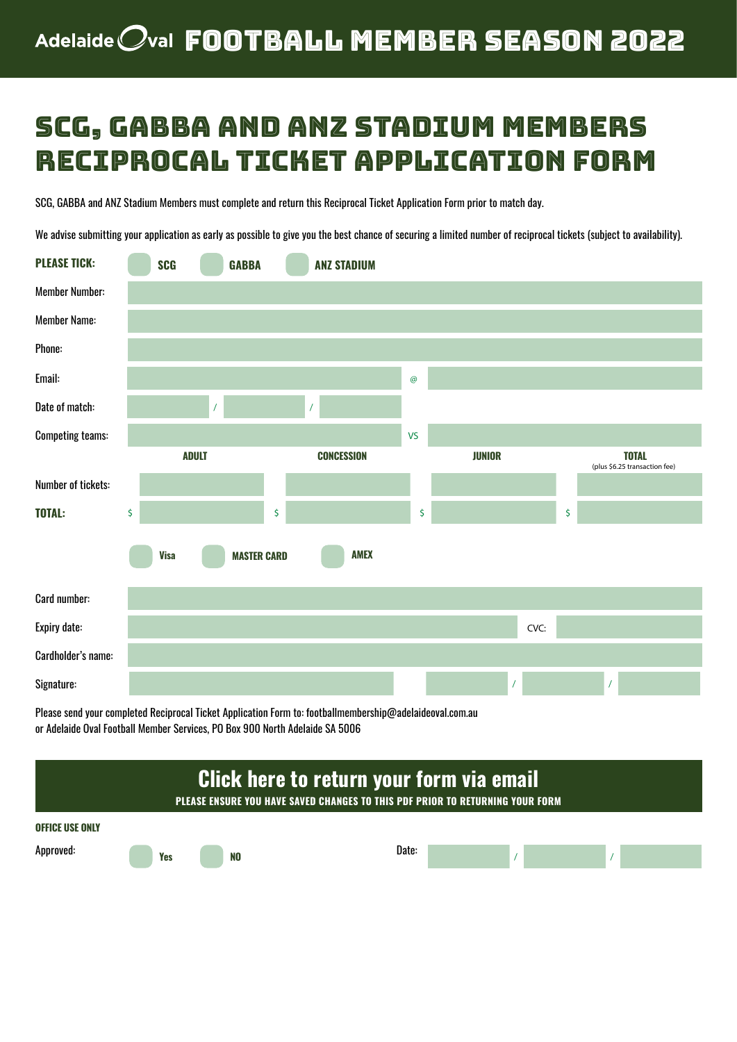# Adelaide Oval FOOTBALL MEMBER SEASON 2022

## SCG, GABBA AND ANZ STADIUM MEMBERS RECIPROCAL TICKET APPLICATION FORM

SCG, GABBA and ANZ Stadium Members must complete and return this Reciprocal Ticket Application Form prior to match day.

We advise submitting your application as early as possible to give you the best chance of securing a limited number of reciprocal tickets (subject to availability).

**PLEASE TICK:** SCG | GABBA | ANZ STADIUM

Member Number:

Member Name:

Phone:

Email: @

Date of match: / /

Competing teams: VS

| | ADULT | CONCESSION | JUNIOR | TOTAL (plus $6.25 transaction fee) |
|---|---|---|---|---|
| Number of tickets: | | | | |
| **TOTAL:** | $ | $ | $ | $ |

Visa | MASTER CARD | AMEX

Card number:

Expiry date: CVC:

Cardholder's name:

Signature: / /

Please send your completed Reciprocal Ticket Application Form to: footballmembership@adelaideoval.com.au
or Adelaide Oval Football Member Services, PO Box 900 North Adelaide SA 5006

**Click here to return your form via email**
PLEASE ENSURE YOU HAVE SAVED CHANGES TO THIS PDF PRIOR TO RETURNING YOUR FORM

**OFFICE USE ONLY**

Approved: Yes | NO

Date: / /